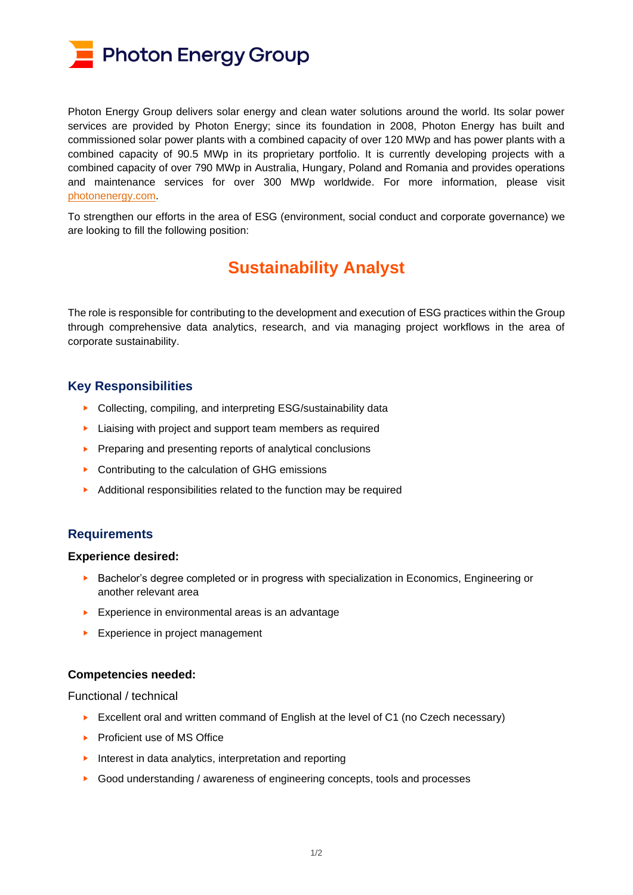# Photon Energy Group

Photon Energy Group delivers solar energy and clean water solutions around the world. Its solar power services are provided by Photon Energy; since its foundation in 2008, Photon Energy has built and commissioned solar power plants with a combined capacity of over 120 MWp and has power plants with a combined capacity of 90.5 MWp in its proprietary portfolio. It is currently developing projects with a combined capacity of over 790 MWp in Australia, Hungary, Poland and Romania and provides operations and maintenance services for over 300 MWp worldwide. For more information, please visit [photonenergy.com](photonenergy.com).

To strengthen our efforts in the area of ESG (environment, social conduct and corporate governance) we are looking to fill the following position:

## Sustainability Analyst

The role is responsible for contributing to the development and execution of ESG practices within the Group through comprehensive data analytics, research, and via managing project workflows in the area of corporate sustainability.

### Key Responsibilities

- Collecting, compiling, and interpreting ESG/sustainability data
- Liaising with project and support team members as required
- Preparing and presenting reports of analytical conclusions
- Contributing to the calculation of GHG emissions
- Additional responsibilities related to the function may be required

### Requirements

**Experience desired:**

- Bachelor's degree completed or in progress with specialization in Economics, Engineering or another relevant area
- Experience in environmental areas is an advantage
- Experience in project management

**Competencies needed:**

Functional / technical

- Excellent oral and written command of English at the level of C1 (no Czech necessary)
- Proficient use of MS Office
- Interest in data analytics, interpretation and reporting
- Good understanding / awareness of engineering concepts, tools and processes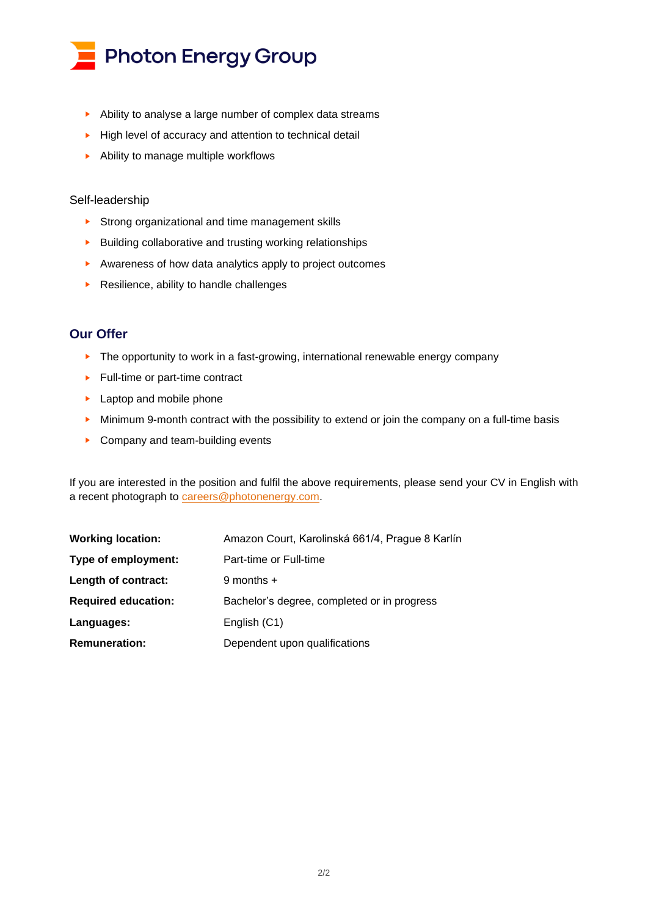- Ability to analyse a large number of complex data streams
- High level of accuracy and attention to technical detail
- Ability to manage multiple workflows

Self-leadership

- Strong organizational and time management skills
- Building collaborative and trusting working relationships
- Awareness of how data analytics apply to project outcomes
- Resilience, ability to handle challenges

## Our Offer

- The opportunity to work in a fast-growing, international renewable energy company
- Full-time or part-time contract
- Laptop and mobile phone
- Minimum 9-month contract with the possibility to extend or join the company on a full-time basis
- Company and team-building events

If you are interested in the position and fulfil the above requirements, please send your CV in English with a recent photograph to careers@photonenergy.com.

| | |
|---|---|
| **Working location:** | Amazon Court, Karolinská 661/4, Prague 8 Karlín |
| **Type of employment:** | Part-time or Full-time |
| **Length of contract:** | 9 months + |
| **Required education:** | Bachelor's degree, completed or in progress |
| **Languages:** | English (C1) |
| **Remuneration:** | Dependent upon qualifications |